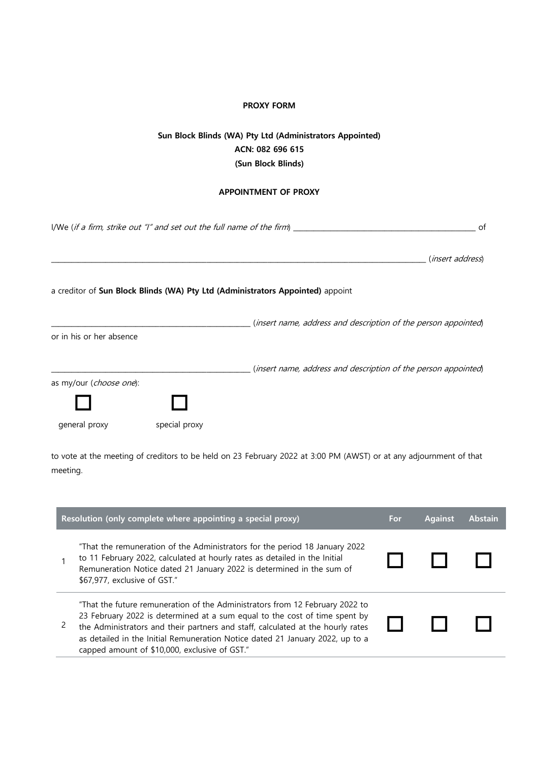**PROXY FORM**

**Sun Block Blinds (WA) Pty Ltd (Administrators Appointed)**
**ACN: 082 696 615**
**(Sun Block Blinds)**

**APPOINTMENT OF PROXY**

I/We (*if a firm, strike out "I" and set out the full name of the firm*) _______________________________________________ of

_______________________________________________________________________________________________ (*insert address*)

a creditor of **Sun Block Blinds (WA) Pty Ltd (Administrators Appointed)** appoint

___________________________________________________ (*insert name, address and description of the person appointed*)

or in his or her absence

___________________________________________________ (*insert name, address and description of the person appointed*)

as my/our (*choose one*):

☐ general proxy ☐ special proxy

to vote at the meeting of creditors to be held on 23 February 2022 at 3:00 PM (AWST) or at any adjournment of that meeting.

| | Resolution (only complete where appointing a special proxy) | For | Against | Abstain |
|---|---|---|---|---|
| 1 | "That the remuneration of the Administrators for the period 18 January 2022 to 11 February 2022, calculated at hourly rates as detailed in the Initial Remuneration Notice dated 21 January 2022 is determined in the sum of $67,977, exclusive of GST." | ☐ | ☐ | ☐ |
| 2 | "That the future remuneration of the Administrators from 12 February 2022 to 23 February 2022 is determined at a sum equal to the cost of time spent by the Administrators and their partners and staff, calculated at the hourly rates as detailed in the Initial Remuneration Notice dated 21 January 2022, up to a capped amount of $10,000, exclusive of GST." | ☐ | ☐ | ☐ |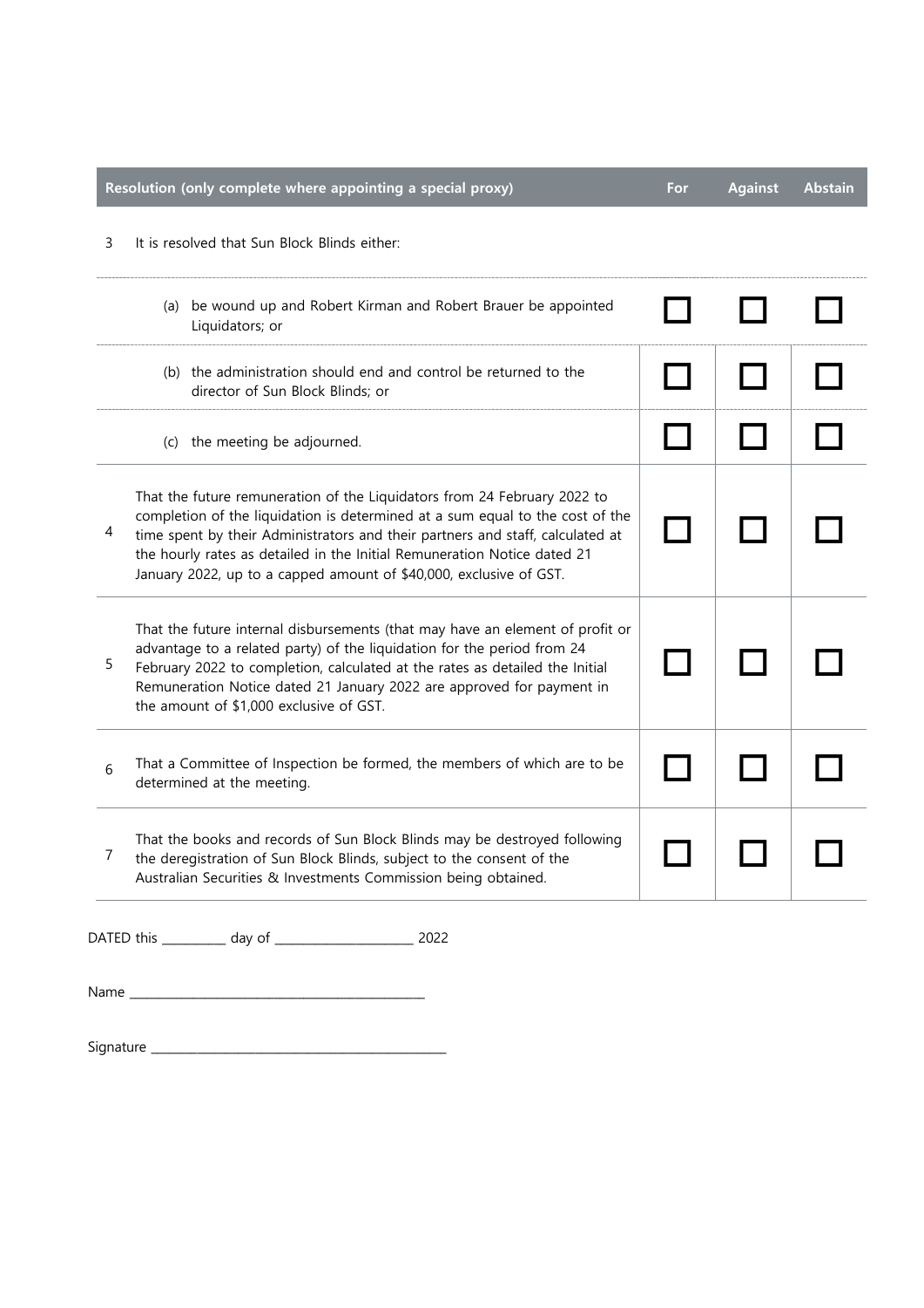| Resolution (only complete where appointing a special proxy) | | For | Against | Abstain |
|---|---|---|---|---|
| 3 | It is resolved that Sun Block Blinds either: | | | |
| | (a) be wound up and Robert Kirman and Robert Brauer be appointed Liquidators; or | ☐ | ☐ | ☐ |
| | (b) the administration should end and control be returned to the director of Sun Block Blinds; or | ☐ | ☐ | ☐ |
| | (c) the meeting be adjourned. | ☐ | ☐ | ☐ |
| 4 | That the future remuneration of the Liquidators from 24 February 2022 to completion of the liquidation is determined at a sum equal to the cost of the time spent by their Administrators and their partners and staff, calculated at the hourly rates as detailed in the Initial Remuneration Notice dated 21 January 2022, up to a capped amount of $40,000, exclusive of GST. | ☐ | ☐ | ☐ |
| 5 | That the future internal disbursements (that may have an element of profit or advantage to a related party) of the liquidation for the period from 24 February 2022 to completion, calculated at the rates as detailed the Initial Remuneration Notice dated 21 January 2022 are approved for payment in the amount of $1,000 exclusive of GST. | ☐ | ☐ | ☐ |
| 6 | That a Committee of Inspection be formed, the members of which are to be determined at the meeting. | ☐ | ☐ | ☐ |
| 7 | That the books and records of Sun Block Blinds may be destroyed following the deregistration of Sun Block Blinds, subject to the consent of the Australian Securities & Investments Commission being obtained. | ☐ | ☐ | ☐ |

DATED this __________ day of ______________________ 2022

Name ________________________________________________

Signature ________________________________________________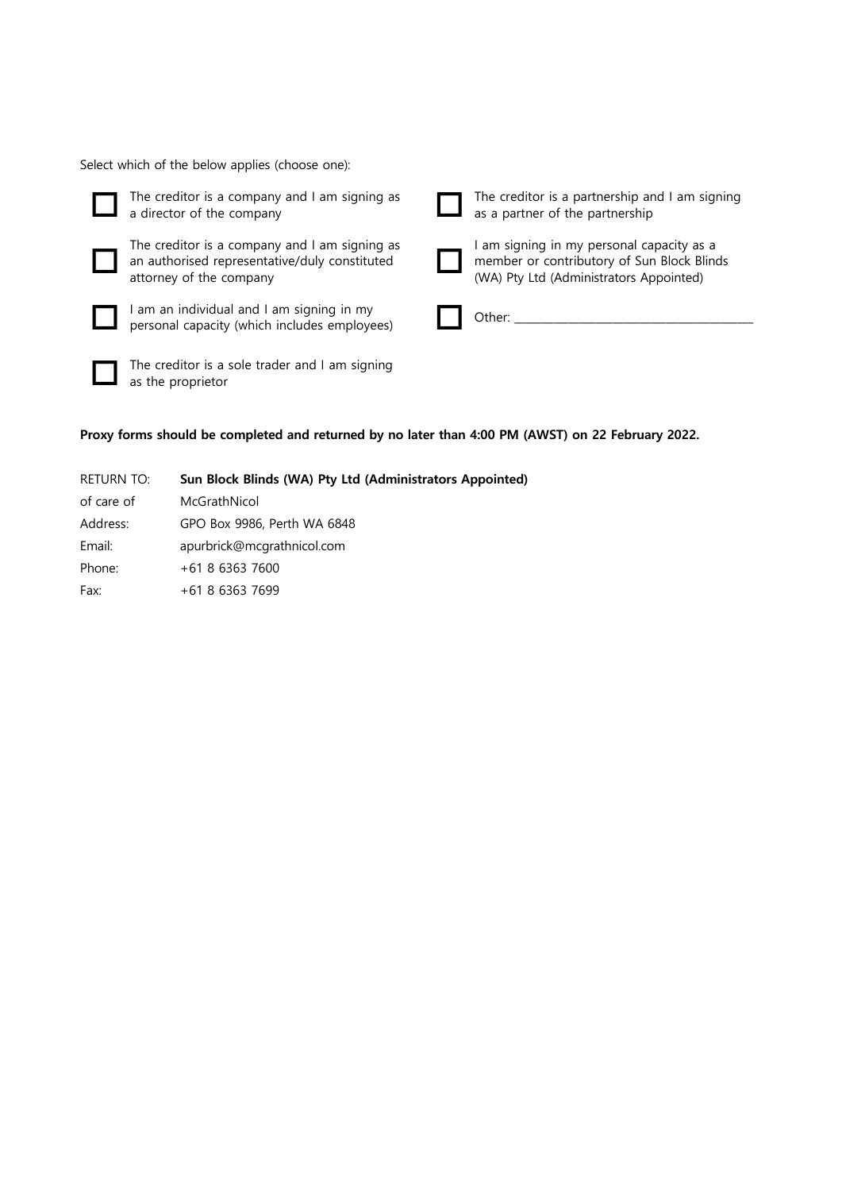Select which of the below applies (choose one):

- ☐ The creditor is a company and I am signing as a director of the company
- ☐ The creditor is a company and I am signing as an authorised representative/duly constituted attorney of the company
- ☐ I am an individual and I am signing in my personal capacity (which includes employees)
- ☐ The creditor is a sole trader and I am signing as the proprietor
- ☐ The creditor is a partnership and I am signing as a partner of the partnership
- ☐ I am signing in my personal capacity as a member or contributory of Sun Block Blinds (WA) Pty Ltd (Administrators Appointed)
- ☐ Other: ________________________________________

**Proxy forms should be completed and returned by no later than 4:00 PM (AWST) on 22 February 2022.**

| | |
|---|---|
| RETURN TO: | **Sun Block Blinds (WA) Pty Ltd (Administrators Appointed)** |
| of care of | McGrathNicol |
| Address: | GPO Box 9986, Perth WA 6848 |
| Email: | apurbrick@mcgrathnicol.com |
| Phone: | +61 8 6363 7600 |
| Fax: | +61 8 6363 7699 |